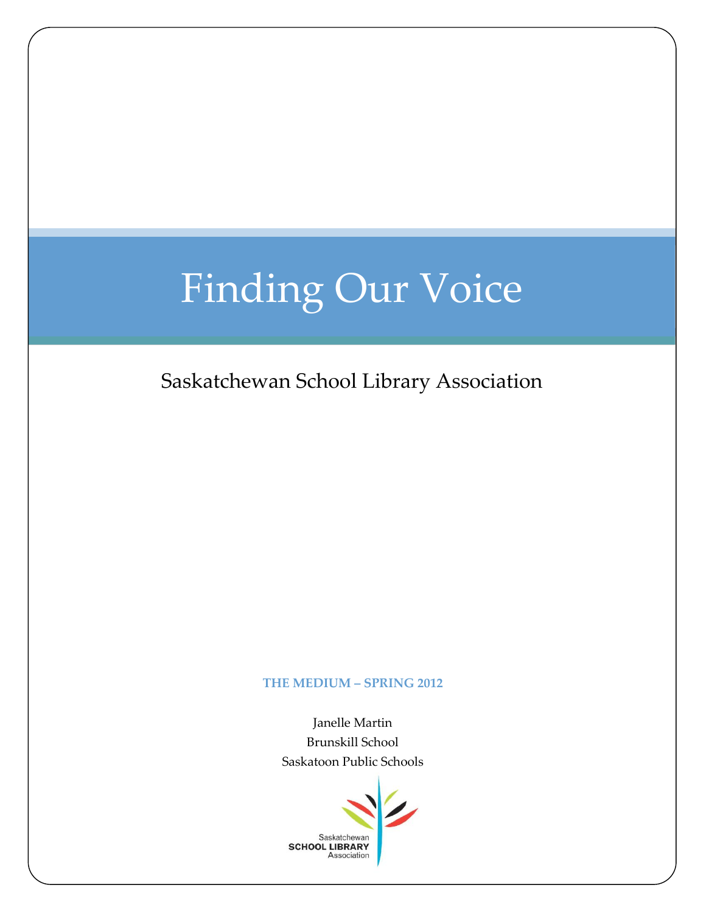# Finding Our Voice

Saskatchewan School Library Association

**THE MEDIUM – SPRING 2012**

Janelle Martin
Brunskill School
Saskatoon Public Schools

Saskatchewan
**SCHOOL LIBRARY**
Association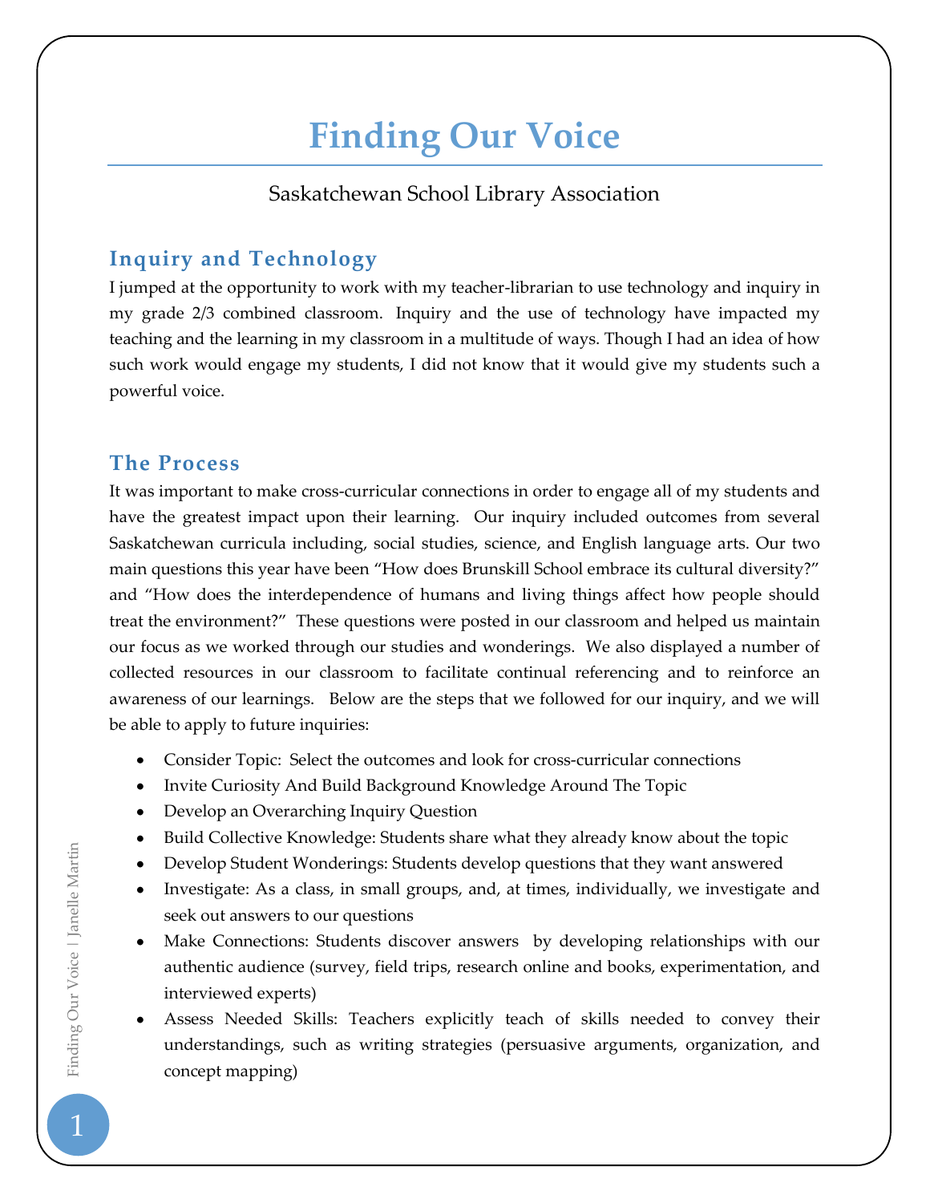# Finding Our Voice

Saskatchewan School Library Association

## Inquiry and Technology

I jumped at the opportunity to work with my teacher-librarian to use technology and inquiry in my grade 2/3 combined classroom. Inquiry and the use of technology have impacted my teaching and the learning in my classroom in a multitude of ways. Though I had an idea of how such work would engage my students, I did not know that it would give my students such a powerful voice.

## The Process

It was important to make cross-curricular connections in order to engage all of my students and have the greatest impact upon their learning. Our inquiry included outcomes from several Saskatchewan curricula including, social studies, science, and English language arts. Our two main questions this year have been "How does Brunskill School embrace its cultural diversity?" and "How does the interdependence of humans and living things affect how people should treat the environment?" These questions were posted in our classroom and helped us maintain our focus as we worked through our studies and wonderings. We also displayed a number of collected resources in our classroom to facilitate continual referencing and to reinforce an awareness of our learnings. Below are the steps that we followed for our inquiry, and we will be able to apply to future inquiries:

- Consider Topic: Select the outcomes and look for cross-curricular connections
- Invite Curiosity And Build Background Knowledge Around The Topic
- Develop an Overarching Inquiry Question
- Build Collective Knowledge: Students share what they already know about the topic
- Develop Student Wonderings: Students develop questions that they want answered
- Investigate: As a class, in small groups, and, at times, individually, we investigate and seek out answers to our questions
- Make Connections: Students discover answers by developing relationships with our authentic audience (survey, field trips, research online and books, experimentation, and interviewed experts)
- Assess Needed Skills: Teachers explicitly teach of skills needed to convey their understandings, such as writing strategies (persuasive arguments, organization, and concept mapping)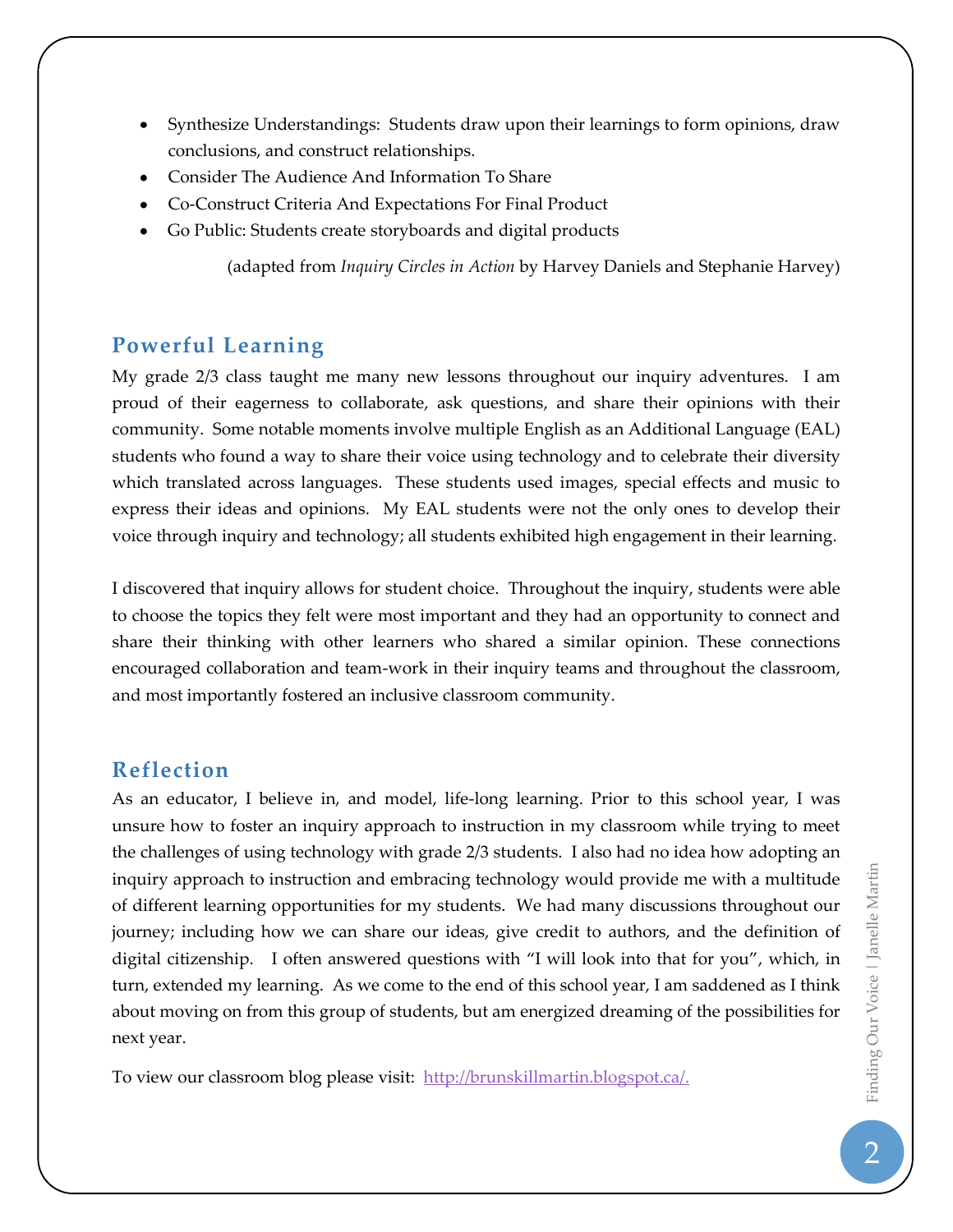- Synthesize Understandings: Students draw upon their learnings to form opinions, draw conclusions, and construct relationships.
- Consider The Audience And Information To Share
- Co-Construct Criteria And Expectations For Final Product
- Go Public: Students create storyboards and digital products

(adapted from *Inquiry Circles in Action* by Harvey Daniels and Stephanie Harvey)

## Powerful Learning

My grade 2/3 class taught me many new lessons throughout our inquiry adventures. I am proud of their eagerness to collaborate, ask questions, and share their opinions with their community. Some notable moments involve multiple English as an Additional Language (EAL) students who found a way to share their voice using technology and to celebrate their diversity which translated across languages. These students used images, special effects and music to express their ideas and opinions. My EAL students were not the only ones to develop their voice through inquiry and technology; all students exhibited high engagement in their learning.

I discovered that inquiry allows for student choice. Throughout the inquiry, students were able to choose the topics they felt were most important and they had an opportunity to connect and share their thinking with other learners who shared a similar opinion. These connections encouraged collaboration and team-work in their inquiry teams and throughout the classroom, and most importantly fostered an inclusive classroom community.

## Reflection

As an educator, I believe in, and model, life-long learning. Prior to this school year, I was unsure how to foster an inquiry approach to instruction in my classroom while trying to meet the challenges of using technology with grade 2/3 students. I also had no idea how adopting an inquiry approach to instruction and embracing technology would provide me with a multitude of different learning opportunities for my students. We had many discussions throughout our journey; including how we can share our ideas, give credit to authors, and the definition of digital citizenship. I often answered questions with "I will look into that for you", which, in turn, extended my learning. As we come to the end of this school year, I am saddened as I think about moving on from this group of students, but am energized dreaming of the possibilities for next year.

To view our classroom blog please visit: [http://brunskillmartin.blogspot.ca/.](http://brunskillmartin.blogspot.ca/)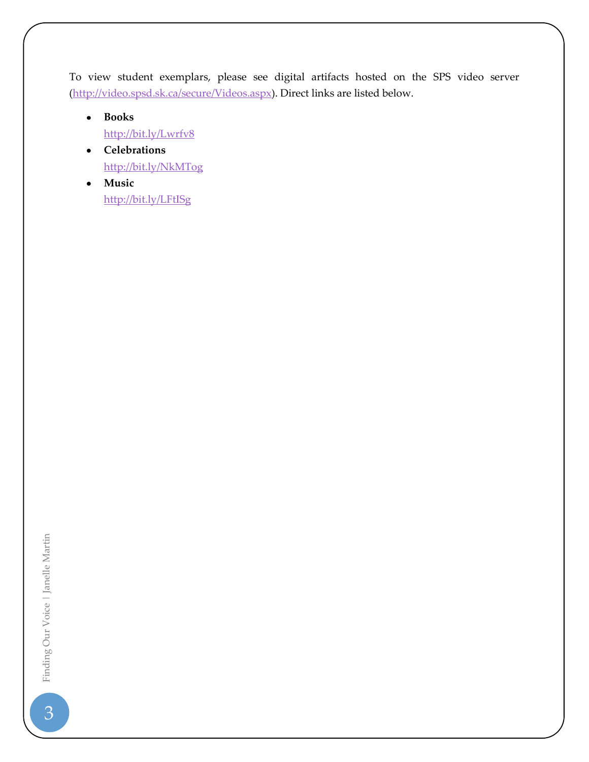To view student exemplars, please see digital artifacts hosted on the SPS video server (http://video.spsd.sk.ca/secure/Videos.aspx). Direct links are listed below.

- **Books**
  http://bit.ly/Lwrfv8
- **Celebrations**
  http://bit.ly/NkMTog
- **Music**
  http://bit.ly/LFtISg